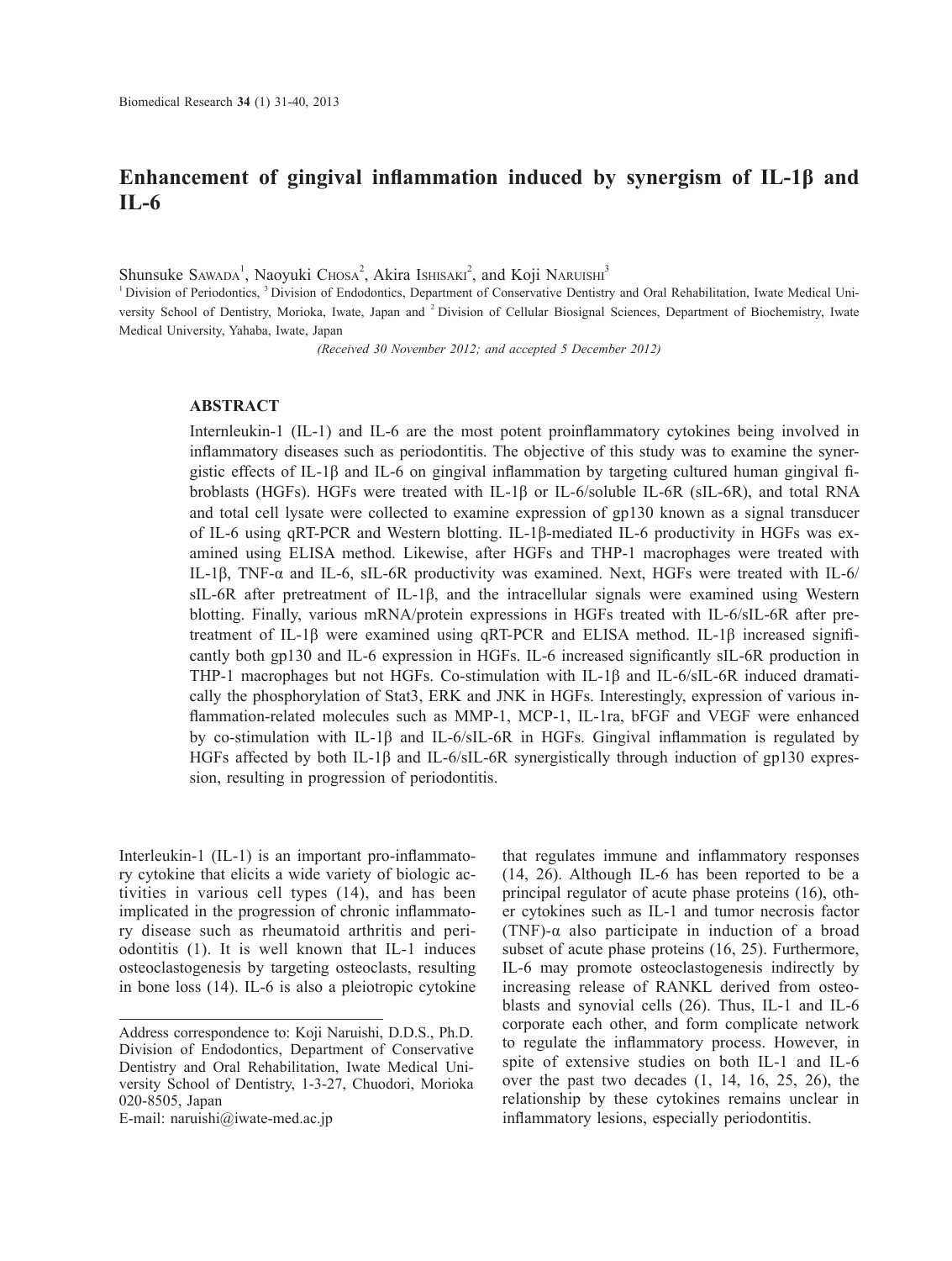# Enhancement of gingival inflammation induced by synergism of IL-1β and IL-6

Shunsuke SAWADA[1], Naoyuki CHOSA[2], Akira ISHISAKI[2], and Koji NARUISHI[3]

[1] Division of Periodontics, [3] Division of Endodontics, Department of Conservative Dentistry and Oral Rehabilitation, Iwate Medical University School of Dentistry, Morioka, Iwate, Japan and [2] Division of Cellular Biosignal Sciences, Department of Biochemistry, Iwate Medical University, Yahaba, Iwate, Japan

*(Received 30 November 2012; and accepted 5 December 2012)*

## ABSTRACT

Internleukin-1 (IL-1) and IL-6 are the most potent proinflammatory cytokines being involved in inflammatory diseases such as periodontitis. The objective of this study was to examine the synergistic effects of IL-1β and IL-6 on gingival inflammation by targeting cultured human gingival fibroblasts (HGFs). HGFs were treated with IL-1β or IL-6/soluble IL-6R (sIL-6R), and total RNA and total cell lysate were collected to examine expression of gp130 known as a signal transducer of IL-6 using qRT-PCR and Western blotting. IL-1β-mediated IL-6 productivity in HGFs was examined using ELISA method. Likewise, after HGFs and THP-1 macrophages were treated with IL-1β, TNF-α and IL-6, sIL-6R productivity was examined. Next, HGFs were treated with IL-6/sIL-6R after pretreatment of IL-1β, and the intracellular signals were examined using Western blotting. Finally, various mRNA/protein expressions in HGFs treated with IL-6/sIL-6R after pretreatment of IL-1β were examined using qRT-PCR and ELISA method. IL-1β increased significantly both gp130 and IL-6 expression in HGFs. IL-6 increased significantly sIL-6R production in THP-1 macrophages but not HGFs. Co-stimulation with IL-1β and IL-6/sIL-6R induced dramatically the phosphorylation of Stat3, ERK and JNK in HGFs. Interestingly, expression of various inflammation-related molecules such as MMP-1, MCP-1, IL-1ra, bFGF and VEGF were enhanced by co-stimulation with IL-1β and IL-6/sIL-6R in HGFs. Gingival inflammation is regulated by HGFs affected by both IL-1β and IL-6/sIL-6R synergistically through induction of gp130 expression, resulting in progression of periodontitis.

Interleukin-1 (IL-1) is an important pro-inflammatory cytokine that elicits a wide variety of biologic activities in various cell types (14), and has been implicated in the progression of chronic inflammatory disease such as rheumatoid arthritis and periodontitis (1). It is well known that IL-1 induces osteoclastogenesis by targeting osteoclasts, resulting in bone loss (14). IL-6 is also a pleiotropic cytokine that regulates immune and inflammatory responses (14, 26). Although IL-6 has been reported to be a principal regulator of acute phase proteins (16), other cytokines such as IL-1 and tumor necrosis factor (TNF)-α also participate in induction of a broad subset of acute phase proteins (16, 25). Furthermore, IL-6 may promote osteoclastogenesis indirectly by increasing release of RANKL derived from osteoblasts and synovial cells (26). Thus, IL-1 and IL-6 corporate each other, and form complicate network to regulate the inflammatory process. However, in spite of extensive studies on both IL-1 and IL-6 over the past two decades (1, 14, 16, 25, 26), the relationship by these cytokines remains unclear in inflammatory lesions, especially periodontitis.

Address correspondence to: Koji Naruishi, D.D.S., Ph.D. Division of Endodontics, Department of Conservative Dentistry and Oral Rehabilitation, Iwate Medical University School of Dentistry, 1-3-27, Chuodori, Morioka 020-8505, Japan
E-mail: naruishi@iwate-med.ac.jp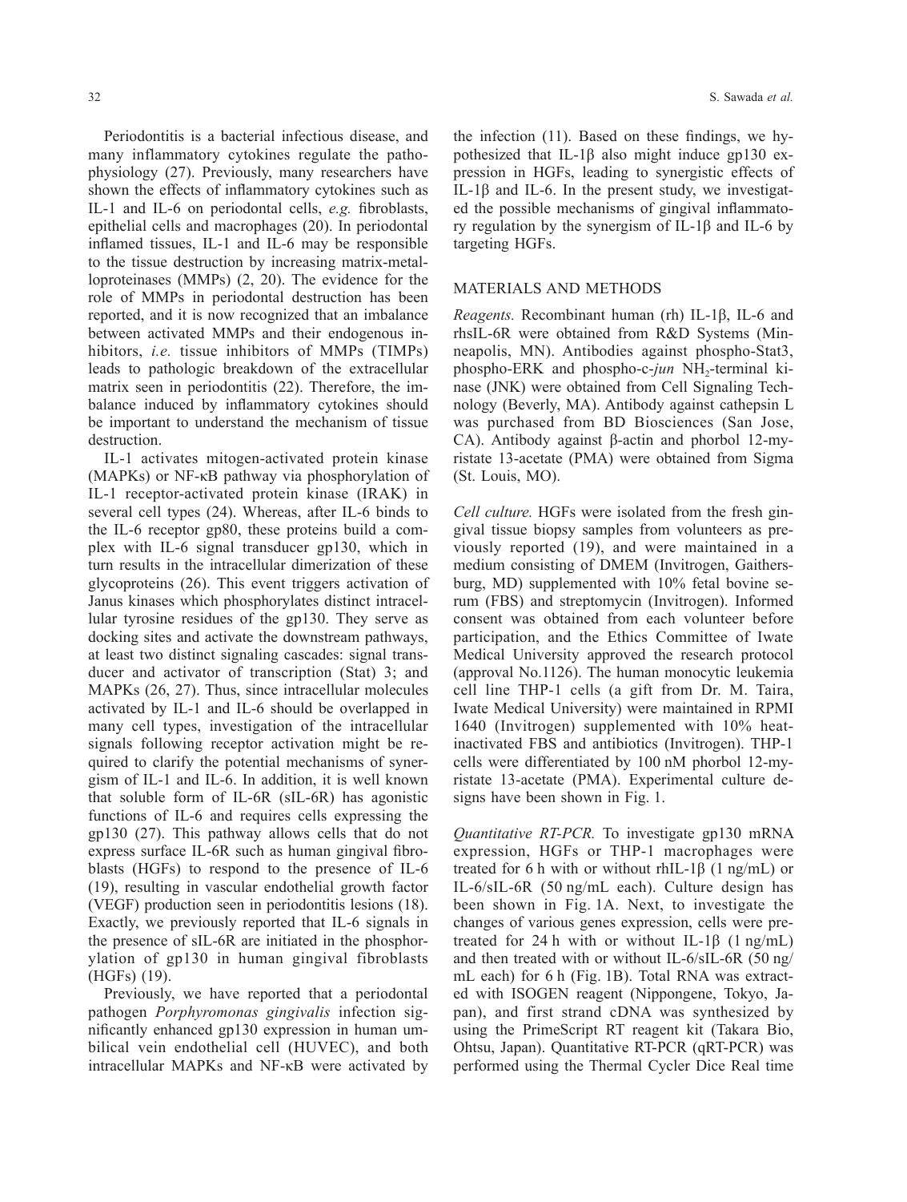Periodontitis is a bacterial infectious disease, and many inflammatory cytokines regulate the pathophysiology (27). Previously, many researchers have shown the effects of inflammatory cytokines such as IL-1 and IL-6 on periodontal cells, *e.g.* fibroblasts, epithelial cells and macrophages (20). In periodontal inflamed tissues, IL-1 and IL-6 may be responsible to the tissue destruction by increasing matrix-metalloproteinases (MMPs) (2, 20). The evidence for the role of MMPs in periodontal destruction has been reported, and it is now recognized that an imbalance between activated MMPs and their endogenous inhibitors, *i.e.* tissue inhibitors of MMPs (TIMPs) leads to pathologic breakdown of the extracellular matrix seen in periodontitis (22). Therefore, the imbalance induced by inflammatory cytokines should be important to understand the mechanism of tissue destruction.

IL-1 activates mitogen-activated protein kinase (MAPKs) or NF-κB pathway via phosphorylation of IL-1 receptor-activated protein kinase (IRAK) in several cell types (24). Whereas, after IL-6 binds to the IL-6 receptor gp80, these proteins build a complex with IL-6 signal transducer gp130, which in turn results in the intracellular dimerization of these glycoproteins (26). This event triggers activation of Janus kinases which phosphorylates distinct intracellular tyrosine residues of the gp130. They serve as docking sites and activate the downstream pathways, at least two distinct signaling cascades: signal transducer and activator of transcription (Stat) 3; and MAPKs (26, 27). Thus, since intracellular molecules activated by IL-1 and IL-6 should be overlapped in many cell types, investigation of the intracellular signals following receptor activation might be required to clarify the potential mechanisms of synergism of IL-1 and IL-6. In addition, it is well known that soluble form of IL-6R (sIL-6R) has agonistic functions of IL-6 and requires cells expressing the gp130 (27). This pathway allows cells that do not express surface IL-6R such as human gingival fibroblasts (HGFs) to respond to the presence of IL-6 (19), resulting in vascular endothelial growth factor (VEGF) production seen in periodontitis lesions (18). Exactly, we previously reported that IL-6 signals in the presence of sIL-6R are initiated in the phosphorylation of gp130 in human gingival fibroblasts (HGFs) (19).

Previously, we have reported that a periodontal pathogen *Porphyromonas gingivalis* infection significantly enhanced gp130 expression in human umbilical vein endothelial cell (HUVEC), and both intracellular MAPKs and NF-κB were activated by the infection (11). Based on these findings, we hypothesized that IL-1β also might induce gp130 expression in HGFs, leading to synergistic effects of IL-1β and IL-6. In the present study, we investigated the possible mechanisms of gingival inflammatory regulation by the synergism of IL-1β and IL-6 by targeting HGFs.

## MATERIALS AND METHODS

*Reagents.* Recombinant human (rh) IL-1β, IL-6 and rhsIL-6R were obtained from R&D Systems (Minneapolis, MN). Antibodies against phospho-Stat3, phospho-ERK and phospho-c-*jun* $NH_2$-terminal kinase (JNK) were obtained from Cell Signaling Technology (Beverly, MA). Antibody against cathepsin L was purchased from BD Biosciences (San Jose, CA). Antibody against β-actin and phorbol 12-myristate 13-acetate (PMA) were obtained from Sigma (St. Louis, MO).

*Cell culture.* HGFs were isolated from the fresh gingival tissue biopsy samples from volunteers as previously reported (19), and were maintained in a medium consisting of DMEM (Invitrogen, Gaithersburg, MD) supplemented with 10% fetal bovine serum (FBS) and streptomycin (Invitrogen). Informed consent was obtained from each volunteer before participation, and the Ethics Committee of Iwate Medical University approved the research protocol (approval No.1126). The human monocytic leukemia cell line THP-1 cells (a gift from Dr. M. Taira, Iwate Medical University) were maintained in RPMI 1640 (Invitrogen) supplemented with 10% heat-inactivated FBS and antibiotics (Invitrogen). THP-1 cells were differentiated by 100 nM phorbol 12-myristate 13-acetate (PMA). Experimental culture designs have been shown in Fig. 1.

*Quantitative RT-PCR.* To investigate gp130 mRNA expression, HGFs or THP-1 macrophages were treated for 6 h with or without rhIL-1β (1 ng/mL) or IL-6/sIL-6R (50 ng/mL each). Culture design has been shown in Fig. 1A. Next, to investigate the changes of various genes expression, cells were pretreated for 24 h with or without IL-1β (1 ng/mL) and then treated with or without IL-6/sIL-6R (50 ng/mL each) for 6 h (Fig. 1B). Total RNA was extracted with ISOGEN reagent (Nippongene, Tokyo, Japan), and first strand cDNA was synthesized by using the PrimeScript RT reagent kit (Takara Bio, Ohtsu, Japan). Quantitative RT-PCR (qRT-PCR) was performed using the Thermal Cycler Dice Real time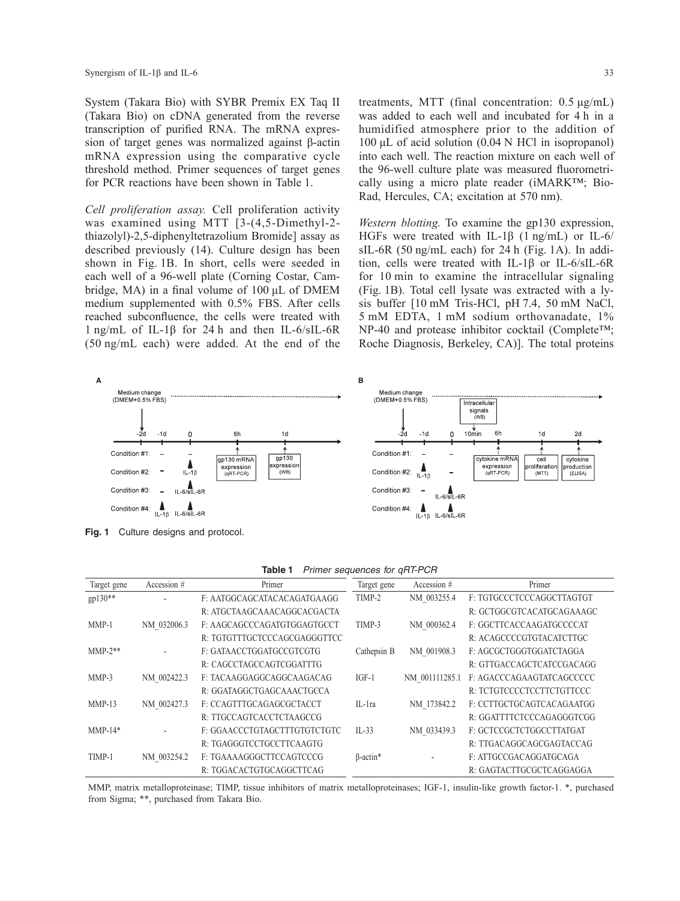System (Takara Bio) with SYBR Premix EX Taq II (Takara Bio) with cDNA generated from the reverse transcription of purified RNA. The mRNA expression of target genes was normalized against β-actin mRNA expression using the comparative cycle threshold method. Primer sequences of target genes for PCR reactions have been shown in Table 1.

*Cell proliferation assay.* Cell proliferation activity was examined using MTT [3-(4,5-Dimethyl-2-thiazolyl)-2,5-diphenyltetrazolium Bromide] assay as described previously (14). Culture design has been shown in Fig. 1B. In short, cells were seeded in each well of a 96-well plate (Corning Costar, Cambridge, MA) in a final volume of 100 μL of DMEM medium supplemented with 0.5% FBS. After cells reached subconfluence, the cells were treated with 1 ng/mL of IL-1β for 24 h and then IL-6/sIL-6R (50 ng/mL each) were added. At the end of the treatments, MTT (final concentration: 0.5 μg/mL) was added to each well and incubated for 4 h in a humidified atmosphere prior to the addition of 100 μL of acid solution (0.04 N HCl in isopropanol) into each well. The reaction mixture on each well of the 96-well culture plate was measured fluorometrically using a micro plate reader (iMARK™; Bio-Rad, Hercules, CA; excitation at 570 nm).

*Western blotting.* To examine the gp130 expression, HGFs were treated with IL-1β (1 ng/mL) or IL-6/sIL-6R (50 ng/mL each) for 24 h (Fig. 1A). In addition, cells were treated with IL-1β or IL-6/sIL-6R for 10 min to examine the intracellular signaling (Fig. 1B). Total cell lysate was extracted with a lysis buffer [10 mM Tris-HCl, pH 7.4, 50 mM NaCl, 5 mM EDTA, 1 mM sodium orthovanadate, 1% NP-40 and protease inhibitor cocktail (Complete™; Roche Diagnosis, Berkeley, CA)]. The total proteins

**Fig. 1** Culture designs and protocol.

**Table 1** *Primer sequences for qRT-PCR*

| Target gene | Accession # | Primer | Target gene | Accession # | Primer |
|---|---|---|---|---|---|
| gp130** | - | F: AATGGCAGCATACACAGATGAAGG | TIMP-2 | NM_003255.4 | F: TGTGCCCTCCCAGGCTTAGTGT |
| | | R: ATGCTAAGCAAACAGGCACGACTA | | | R: GCTGGCGTCACATGCAGAAAGC |
| MMP-1 | NM_032006.3 | F: AAGCAGCCCAGATGTGGAGTGCCT | TIMP-3 | NM_000362.4 | F: GGCTTCACCAAGATGCCCCAT |
| | | R: TGTGTTTGCTCCCAGCGAGGGTTCC | | | R: ACAGCCCCGTGTACATCTTGC |
| MMP-2** | - | F: GATAACCTGGATGCCGTCGTG | Cathepsin B | NM_001908.3 | F: AGCGCTGGGTGGATCTAGGA |
| | | R: CAGCCTAGCCAGTCGGATTTG | | | R: GTTGACCAGCTCATCCGACAGG |
| MMP-3 | NM_002422.3 | F: TACAAGGAGGCAGGCAAGACAG | IGF-1 | NM_001111285.1 | F: AGACCCAGAAGTATCAGCCCCC |
| | | R: GGATAGGCTGAGCAAACTGCCA | | | R: TCTGTCCCCTCCTTCTGTTCCC |
| MMP-13 | NM_002427.3 | F: CCAGTTTGCAGAGCGCTACCT | IL-1ra | NM_173842.2 | F: CCTTGCTGCAGTCACAGAATGG |
| | | R: TTGCCAGTCACCTCTAAGCCG | | | R: GGATTTTCTCCCAGAGGGTCGG |
| MMP-14* | - | F: GGAACCCTGTAGCTTTGTGTCTGTC | IL-33 | NM_033439.3 | F: GCTCCGCTCTGGCCTTATGAT |
| | | R: TGAGGGTCCTGCCTTCAAGTG | | | R: TTGACAGGCAGCGAGTACCAG |
| TIMP-1 | NM_003254.2 | F: TGAAAAGGGCTTCCAGTCCCG | β-actin* | - | F: ATTGCCGACAGGATGCAGA |
| | | R: TGGACACTGTGCAGGCTTCAG | | | R: GAGTACTTGCGCTCAGGAGGA |

MMP, matrix metalloproteinase; TIMP, tissue inhibitors of matrix metalloproteinases; IGF-1, insulin-like growth factor-1. *, purchased from Sigma; **, purchased from Takara Bio.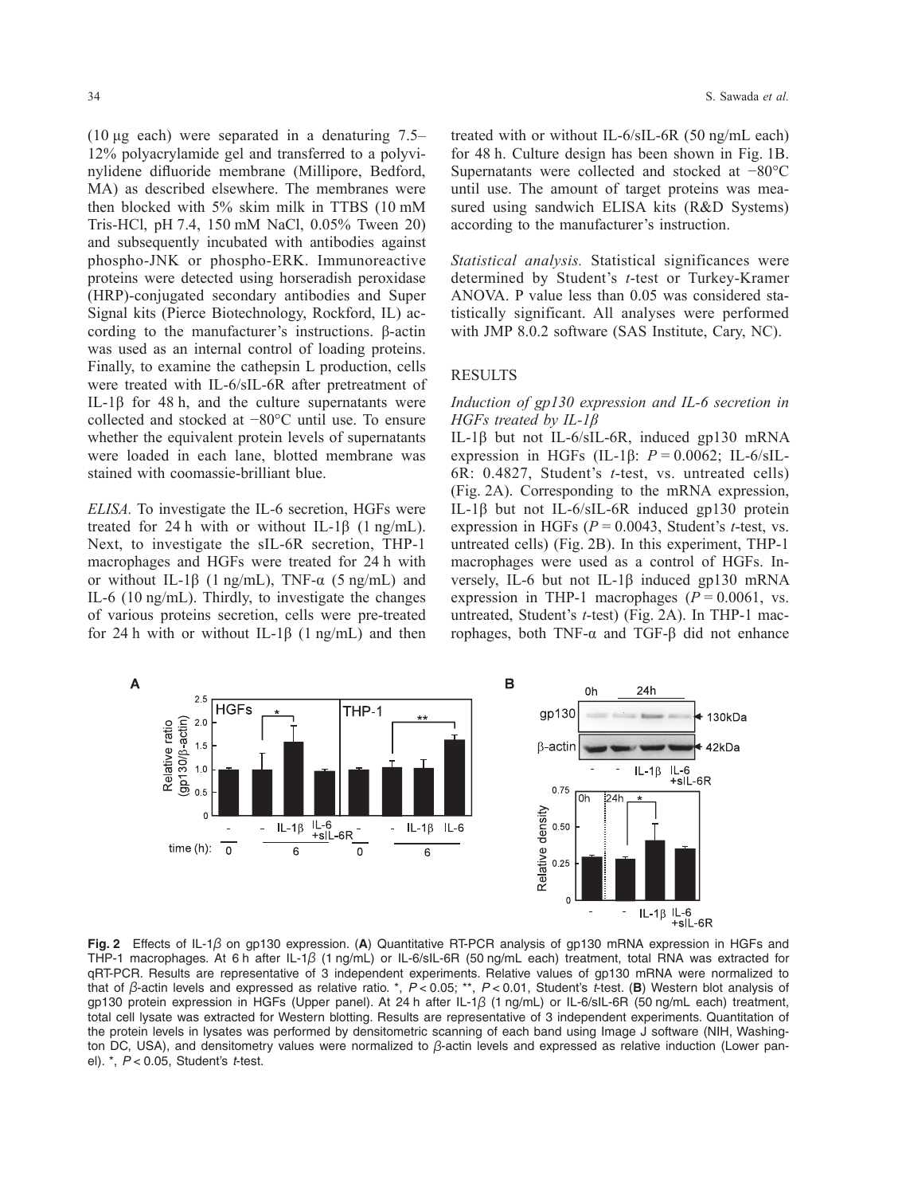(10 μg each) were separated in a denaturing 7.5–12% polyacrylamide gel and transferred to a polyvinylidene difluoride membrane (Millipore, Bedford, MA) as described elsewhere. The membranes were then blocked with 5% skim milk in TTBS (10 mM Tris-HCl, pH 7.4, 150 mM NaCl, 0.05% Tween 20) and subsequently incubated with antibodies against phospho-JNK or phospho-ERK. Immunoreactive proteins were detected using horseradish peroxidase (HRP)-conjugated secondary antibodies and Super Signal kits (Pierce Biotechnology, Rockford, IL) according to the manufacturer's instructions. β-actin was used as an internal control of loading proteins. Finally, to examine the cathepsin L production, cells were treated with IL-6/sIL-6R after pretreatment of IL-1β for 48 h, and the culture supernatants were collected and stocked at −80°C until use. To ensure whether the equivalent protein levels of supernatants were loaded in each lane, blotted membrane was stained with coomassie-brilliant blue.

*ELISA.* To investigate the IL-6 secretion, HGFs were treated for 24 h with or without IL-1β (1 ng/mL). Next, to investigate the sIL-6R secretion, THP-1 macrophages and HGFs were treated for 24 h with or without IL-1β (1 ng/mL), TNF-α (5 ng/mL) and IL-6 (10 ng/mL). Thirdly, to investigate the changes of various proteins secretion, cells were pre-treated for 24 h with or without IL-1β (1 ng/mL) and then treated with or without IL-6/sIL-6R (50 ng/mL each) for 48 h. Culture design has been shown in Fig. 1B. Supernatants were collected and stocked at −80°C until use. The amount of target proteins was measured using sandwich ELISA kits (R&D Systems) according to the manufacturer's instruction.

*Statistical analysis.* Statistical significances were determined by Student's *t*-test or Turkey-Kramer ANOVA. P value less than 0.05 was considered statistically significant. All analyses were performed with JMP 8.0.2 software (SAS Institute, Cary, NC).

## RESULTS

### *Induction of gp130 expression and IL-6 secretion in HGFs treated by IL-1β*

IL-1β but not IL-6/sIL-6R, induced gp130 mRNA expression in HGFs (IL-1β: $P = 0.0062$; IL-6/sIL-6R: 0.4827, Student's *t*-test, vs. untreated cells) (Fig. 2A). Corresponding to the mRNA expression, IL-1β but not IL-6/sIL-6R induced gp130 protein expression in HGFs ($P = 0.0043$, Student's *t*-test, vs. untreated cells) (Fig. 2B). In this experiment, THP-1 macrophages were used as a control of HGFs. Inversely, IL-6 but not IL-1β induced gp130 mRNA expression in THP-1 macrophages ($P = 0.0061$, vs. untreated, Student's *t*-test) (Fig. 2A). In THP-1 macrophages, both TNF-α and TGF-β did not enhance

**Fig. 2** Effects of IL-1β on gp130 expression. (**A**) Quantitative RT-PCR analysis of gp130 mRNA expression in HGFs and THP-1 macrophages. At 6 h after IL-1β (1 ng/mL) or IL-6/sIL-6R (50 ng/mL each) treatment, total RNA was extracted for qRT-PCR. Results are representative of 3 independent experiments. Relative values of gp130 mRNA were normalized to that of β-actin levels and expressed as relative ratio. *, $P < 0.05$; **, $P < 0.01$, Student's *t*-test. (**B**) Western blot analysis of gp130 protein expression in HGFs (Upper panel). At 24 h after IL-1β (1 ng/mL) or IL-6/sIL-6R (50 ng/mL each) treatment, total cell lysate was extracted for Western blotting. Results are representative of 3 independent experiments. Quantitation of the protein levels in lysates was performed by densitometric scanning of each band using Image J software (NIH, Washington DC, USA), and densitometry values were normalized to β-actin levels and expressed as relative induction (Lower panel). *, $P < 0.05$, Student's *t*-test.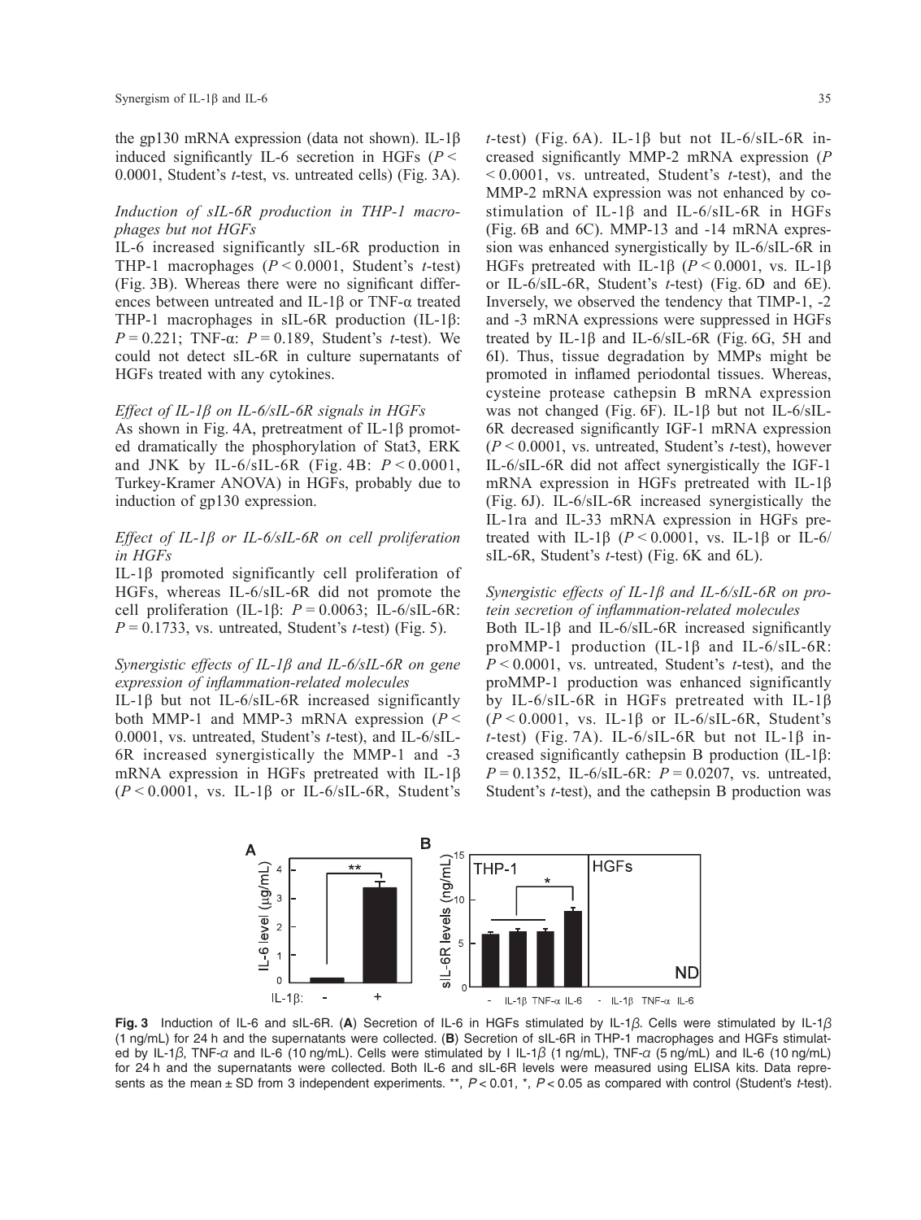the gp130 mRNA expression (data not shown). IL-1β induced significantly IL-6 secretion in HGFs ($P <$ 0.0001, Student's *t*-test, vs. untreated cells) (Fig. 3A).

*Induction of sIL-6R production in THP-1 macrophages but not HGFs*

IL-6 increased significantly sIL-6R production in THP-1 macrophages ($P < 0.0001$, Student's *t*-test) (Fig. 3B). Whereas there were no significant differences between untreated and IL-1β or TNF-α treated THP-1 macrophages in sIL-6R production (IL-1β: $P = 0.221$; TNF-α: $P = 0.189$, Student's *t*-test). We could not detect sIL-6R in culture supernatants of HGFs treated with any cytokines.

*Effect of IL-1β on IL-6/sIL-6R signals in HGFs*

As shown in Fig. 4A, pretreatment of IL-1β promoted dramatically the phosphorylation of Stat3, ERK and JNK by IL-6/sIL-6R (Fig. 4B: $P < 0.0001$, Turkey-Kramer ANOVA) in HGFs, probably due to induction of gp130 expression.

*Effect of IL-1β or IL-6/sIL-6R on cell proliferation in HGFs*

IL-1β promoted significantly cell proliferation of HGFs, whereas IL-6/sIL-6R did not promote the cell proliferation (IL-1β: $P = 0.0063$; IL-6/sIL-6R: $P = 0.1733$, vs. untreated, Student's *t*-test) (Fig. 5).

*Synergistic effects of IL-1β and IL-6/sIL-6R on gene expression of inflammation-related molecules*

IL-1β but not IL-6/sIL-6R increased significantly both MMP-1 and MMP-3 mRNA expression ($P <$ 0.0001, vs. untreated, Student's *t*-test), and IL-6/sIL-6R increased synergistically the MMP-1 and -3 mRNA expression in HGFs pretreated with IL-1β ($P < 0.0001$, vs. IL-1β or IL-6/sIL-6R, Student's *t*-test) (Fig. 6A). IL-1β but not IL-6/sIL-6R increased significantly MMP-2 mRNA expression ($P$ $< 0.0001$, vs. untreated, Student's *t*-test), and the MMP-2 mRNA expression was not enhanced by co-stimulation of IL-1β and IL-6/sIL-6R in HGFs (Fig. 6B and 6C). MMP-13 and -14 mRNA expression was enhanced synergistically by IL-6/sIL-6R in HGFs pretreated with IL-1β ($P < 0.0001$, vs. IL-1β or IL-6/sIL-6R, Student's *t*-test) (Fig. 6D and 6E). Inversely, we observed the tendency that TIMP-1, -2 and -3 mRNA expressions were suppressed in HGFs treated by IL-1β and IL-6/sIL-6R (Fig. 6G, 5H and 6I). Thus, tissue degradation by MMPs might be promoted in inflamed periodontal tissues. Whereas, cysteine protease cathepsin B mRNA expression was not changed (Fig. 6F). IL-1β but not IL-6/sIL-6R decreased significantly IGF-1 mRNA expression ($P < 0.0001$, vs. untreated, Student's *t*-test), however IL-6/sIL-6R did not affect synergistically the IGF-1 mRNA expression in HGFs pretreated with IL-1β (Fig. 6J). IL-6/sIL-6R increased synergistically the IL-1ra and IL-33 mRNA expression in HGFs pretreated with IL-1β ($P < 0.0001$, vs. IL-1β or IL-6/sIL-6R, Student's *t*-test) (Fig. 6K and 6L).

*Synergistic effects of IL-1β and IL-6/sIL-6R on protein secretion of inflammation-related molecules*

Both IL-1β and IL-6/sIL-6R increased significantly proMMP-1 production (IL-1β and IL-6/sIL-6R: $P < 0.0001$, vs. untreated, Student's *t*-test), and the proMMP-1 production was enhanced significantly by IL-6/sIL-6R in HGFs pretreated with IL-1β ($P < 0.0001$, vs. IL-1β or IL-6/sIL-6R, Student's *t*-test) (Fig. 7A). IL-6/sIL-6R but not IL-1β increased significantly cathepsin B production (IL-1β: $P = 0.1352$, IL-6/sIL-6R: $P = 0.0207$, vs. untreated, Student's *t*-test), and the cathepsin B production was

**Fig. 3** Induction of IL-6 and sIL-6R. (**A**) Secretion of IL-6 in HGFs stimulated by IL-1β. Cells were stimulated by IL-1β (1 ng/mL) for 24 h and the supernatants were collected. (**B**) Secretion of sIL-6R in THP-1 macrophages and HGFs stimulated by IL-1β, TNF-α and IL-6 (10 ng/mL). Cells were stimulated by I IL-1β (1 ng/mL), TNF-α (5 ng/mL) and IL-6 (10 ng/mL) for 24 h and the supernatants were collected. Both IL-6 and sIL-6R levels were measured using ELISA kits. Data represents as the mean ± SD from 3 independent experiments. **, $P < 0.01$, *, $P < 0.05$ as compared with control (Student's *t*-test).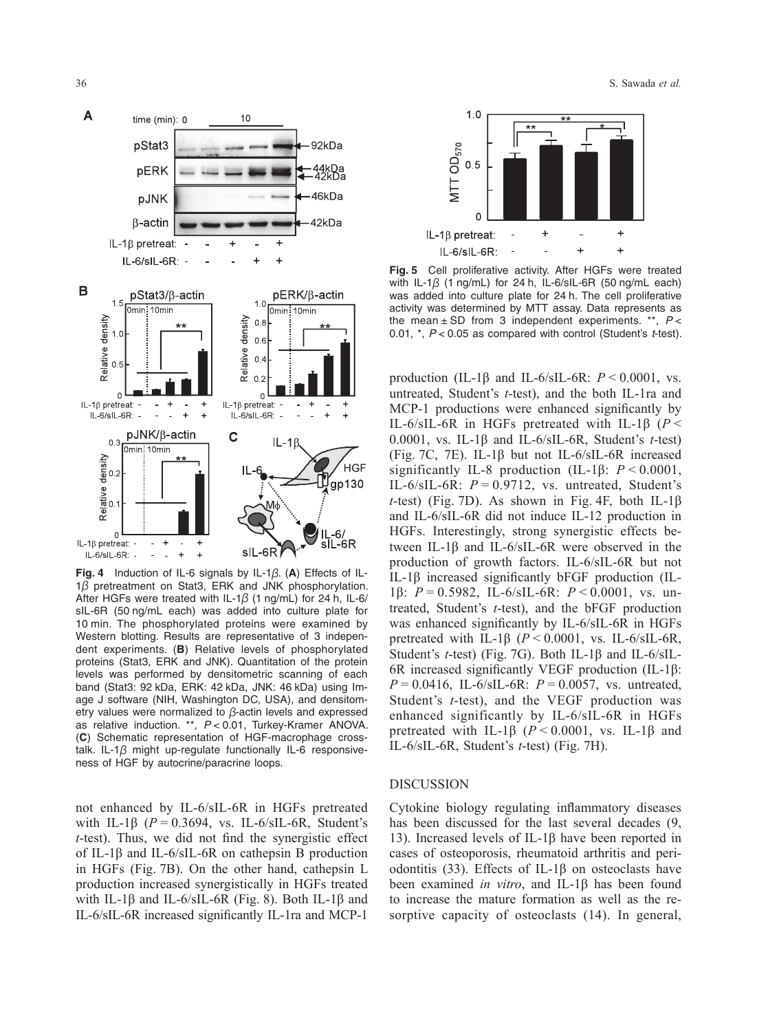**Fig. 4** Induction of IL-6 signals by IL-1β. (**A**) Effects of IL-1β pretreatment on Stat3, ERK and JNK phosphorylation. After HGFs were treated with IL-1β (1 ng/mL) for 24 h, IL-6/sIL-6R (50 ng/mL each) was added into culture plate for 10 min. The phosphorylated proteins were examined by Western blotting. Results are representative of 3 independent experiments. (**B**) Relative levels of phosphorylated proteins (Stat3, ERK and JNK). Quantitation of the protein levels was performed by densitometric scanning of each band (Stat3: 92 kDa, ERK: 42 kDa, JNK: 46 kDa) using Image J software (NIH, Washington DC, USA), and densitometry values were normalized to β-actin levels and expressed as relative induction. **, $P < 0.01$, Turkey-Kramer ANOVA. (**C**) Schematic representation of HGF-macrophage crosstalk. IL-1β might up-regulate functionally IL-6 responsiveness of HGF by autocrine/paracrine loops.

**Fig. 5** Cell proliferative activity. After HGFs were treated with IL-1β (1 ng/mL) for 24 h, IL-6/sIL-6R (50 ng/mL each) was added into culture plate for 24 h. The cell proliferative activity was determined by MTT assay. Data represents as the mean ± SD from 3 independent experiments. **, $P < 0.01$, *, $P < 0.05$ as compared with control (Student's *t*-test).

not enhanced by IL-6/sIL-6R in HGFs pretreated with IL-1β ($P = 0.3694$, vs. IL-6/sIL-6R, Student's *t*-test). Thus, we did not find the synergistic effect of IL-1β and IL-6/sIL-6R on cathepsin B production in HGFs (Fig. 7B). On the other hand, cathepsin L production increased synergistically in HGFs treated with IL-1β and IL-6/sIL-6R (Fig. 8). Both IL-1β and IL-6/sIL-6R increased significantly IL-1ra and MCP-1 production (IL-1β and IL-6/sIL-6R: $P < 0.0001$, vs. untreated, Student's *t*-test), and the both IL-1ra and MCP-1 productions were enhanced significantly by IL-6/sIL-6R in HGFs pretreated with IL-1β ($P < 0.0001$, vs. IL-1β and IL-6/sIL-6R, Student's *t*-test) (Fig. 7C, 7E). IL-1β but not IL-6/sIL-6R increased significantly IL-8 production (IL-1β: $P < 0.0001$, IL-6/sIL-6R: $P = 0.9712$, vs. untreated, Student's *t*-test) (Fig. 7D). As shown in Fig. 4F, both IL-1β and IL-6/sIL-6R did not induce IL-12 production in HGFs. Interestingly, strong synergistic effects between IL-1β and IL-6/sIL-6R were observed in the production of growth factors. IL-6/sIL-6R but not IL-1β increased significantly bFGF production (IL-1β: $P = 0.5982$, IL-6/sIL-6R: $P < 0.0001$, vs. untreated, Student's *t*-test), and the bFGF production was enhanced significantly by IL-6/sIL-6R in HGFs pretreated with IL-1β ($P < 0.0001$, vs. IL-6/sIL-6R, Student's *t*-test) (Fig. 7G). Both IL-1β and IL-6/sIL-6R increased significantly VEGF production (IL-1β: $P = 0.0416$, IL-6/sIL-6R: $P = 0.0057$, vs. untreated, Student's *t*-test), and the VEGF production was enhanced significantly by IL-6/sIL-6R in HGFs pretreated with IL-1β ($P < 0.0001$, vs. IL-1β and IL-6/sIL-6R, Student's *t*-test) (Fig. 7H).

## DISCUSSION

Cytokine biology regulating inflammatory diseases has been discussed for the last several decades (9, 13). Increased levels of IL-1β have been reported in cases of osteoporosis, rheumatoid arthritis and periodontitis (33). Effects of IL-1β on osteoclasts have been examined *in vitro*, and IL-1β has been found to increase the mature formation as well as the resorptive capacity of osteoclasts (14). In general,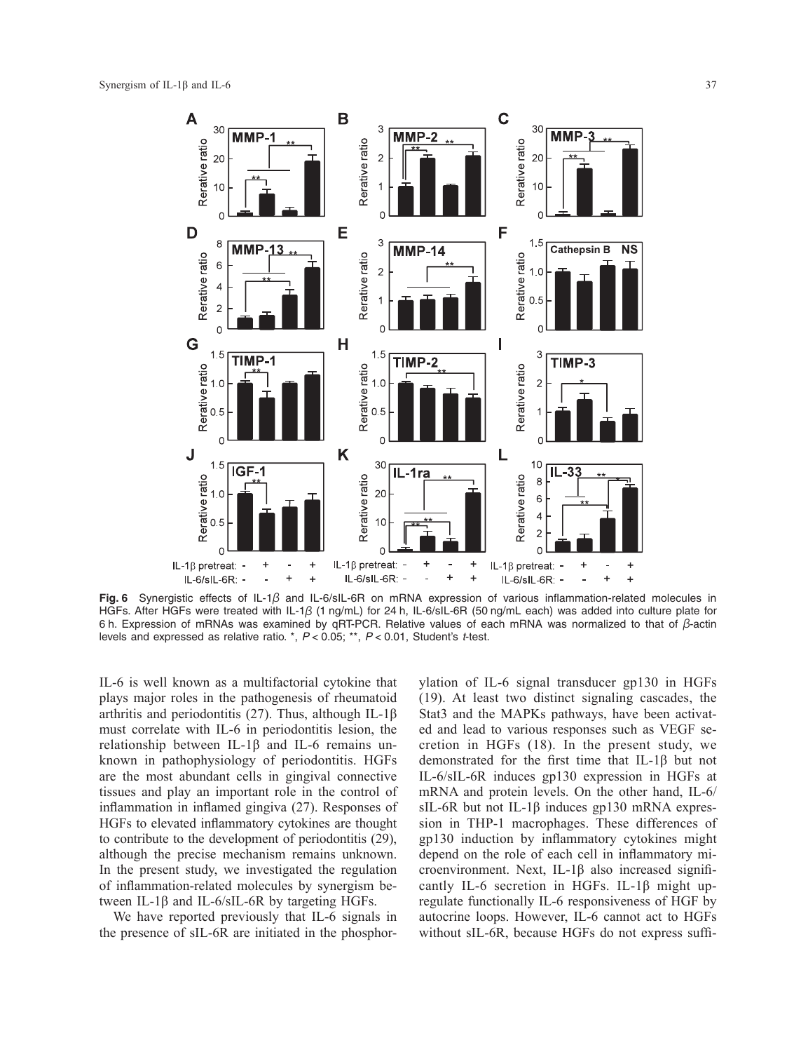**Fig. 6** Synergistic effects of IL-1$\beta$ and IL-6/sIL-6R on mRNA expression of various inflammation-related molecules in HGFs. After HGFs were treated with IL-1$\beta$ (1 ng/mL) for 24 h, IL-6/sIL-6R (50 ng/mL each) was added into culture plate for 6 h. Expression of mRNAs was examined by qRT-PCR. Relative values of each mRNA was normalized to that of $\beta$-actin levels and expressed as relative ratio. *, $P < 0.05$; **, $P < 0.01$, Student's *t*-test.

IL-6 is well known as a multifactorial cytokine that plays major roles in the pathogenesis of rheumatoid arthritis and periodontitis (27). Thus, although IL-1β must correlate with IL-6 in periodontitis lesion, the relationship between IL-1β and IL-6 remains unknown in pathophysiology of periodontitis. HGFs are the most abundant cells in gingival connective tissues and play an important role in the control of inflammation in inflamed gingiva (27). Responses of HGFs to elevated inflammatory cytokines are thought to contribute to the development of periodontitis (29), although the precise mechanism remains unknown. In the present study, we investigated the regulation of inflammation-related molecules by synergism between IL-1β and IL-6/sIL-6R by targeting HGFs.

We have reported previously that IL-6 signals in the presence of sIL-6R are initiated in the phosphorylation of IL-6 signal transducer gp130 in HGFs (19). At least two distinct signaling cascades, the Stat3 and the MAPKs pathways, have been activated and lead to various responses such as VEGF secretion in HGFs (18). In the present study, we demonstrated for the first time that IL-1β but not IL-6/sIL-6R induces gp130 expression in HGFs at mRNA and protein levels. On the other hand, IL-6/sIL-6R but not IL-1β induces gp130 mRNA expression in THP-1 macrophages. These differences of gp130 induction by inflammatory cytokines might depend on the role of each cell in inflammatory microenvironment. Next, IL-1β also increased significantly IL-6 secretion in HGFs. IL-1β might upregulate functionally IL-6 responsiveness of HGF by autocrine loops. However, IL-6 cannot act to HGFs without sIL-6R, because HGFs do not express suffi-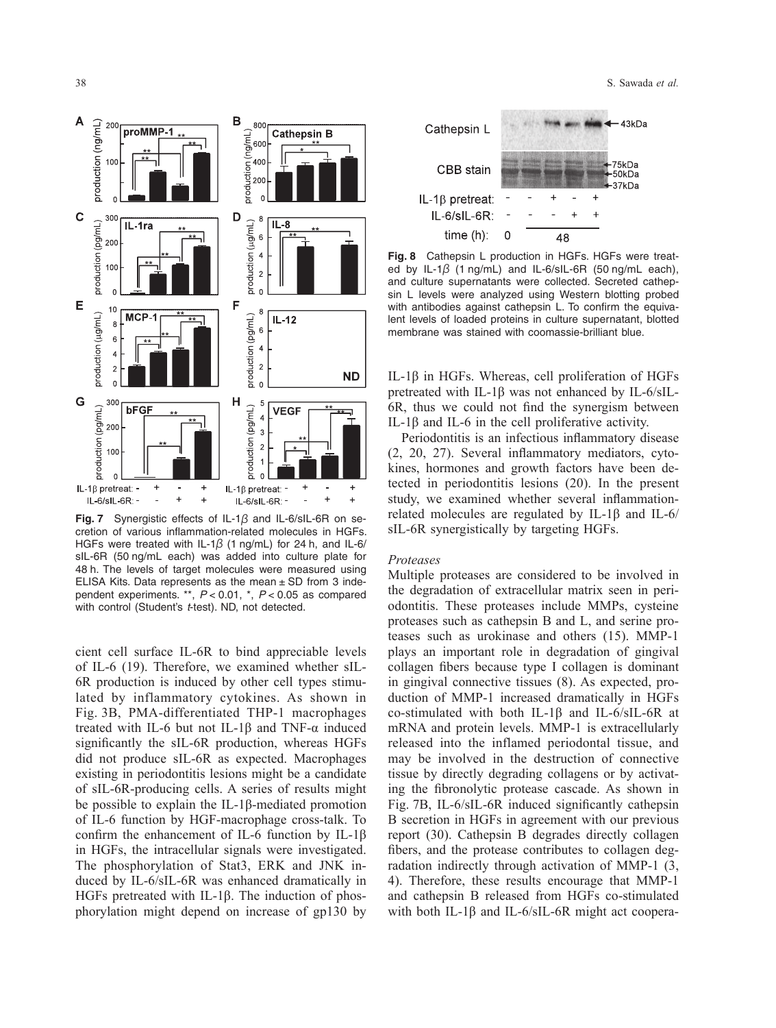**Fig. 7** Synergistic effects of IL-1β and IL-6/sIL-6R on secretion of various inflammation-related molecules in HGFs. HGFs were treated with IL-1β (1 ng/mL) for 24 h, and IL-6/sIL-6R (50 ng/mL each) was added into culture plate for 48 h. The levels of target molecules were measured using ELISA Kits. Data represents as the mean ± SD from 3 independent experiments. **, $P < 0.01$, *, $P < 0.05$ as compared with control (Student's *t*-test). ND, not detected.

cient cell surface IL-6R to bind appreciable levels of IL-6 (19). Therefore, we examined whether sIL-6R production is induced by other cell types stimulated by inflammatory cytokines. As shown in Fig. 3B, PMA-differentiated THP-1 macrophages treated with IL-6 but not IL-1β and TNF-α induced significantly the sIL-6R production, whereas HGFs did not produce sIL-6R as expected. Macrophages existing in periodontitis lesions might be a candidate of sIL-6R-producing cells. A series of results might be possible to explain the IL-1β-mediated promotion of IL-6 function by HGF-macrophage cross-talk. To confirm the enhancement of IL-6 function by IL-1β in HGFs, the intracellular signals were investigated. The phosphorylation of Stat3, ERK and JNK induced by IL-6/sIL-6R was enhanced dramatically in HGFs pretreated with IL-1β. The induction of phosphorylation might depend on increase of gp130 by

**Fig. 8** Cathepsin L production in HGFs. HGFs were treated by IL-1β (1 ng/mL) and IL-6/sIL-6R (50 ng/mL each), and culture supernatants were collected. Secreted cathepsin L levels were analyzed using Western blotting probed with antibodies against cathepsin L. To confirm the equivalent levels of loaded proteins in culture supernatant, blotted membrane was stained with coomassie-brilliant blue.

IL-1β in HGFs. Whereas, cell proliferation of HGFs pretreated with IL-1β was not enhanced by IL-6/sIL-6R, thus we could not find the synergism between IL-1β and IL-6 in the cell proliferative activity.

Periodontitis is an infectious inflammatory disease (2, 20, 27). Several inflammatory mediators, cytokines, hormones and growth factors have been detected in periodontitis lesions (20). In the present study, we examined whether several inflammation-related molecules are regulated by IL-1β and IL-6/sIL-6R synergistically by targeting HGFs.

### *Proteases*

Multiple proteases are considered to be involved in the degradation of extracellular matrix seen in periodontitis. These proteases include MMPs, cysteine proteases such as cathepsin B and L, and serine proteases such as urokinase and others (15). MMP-1 plays an important role in degradation of gingival collagen fibers because type I collagen is dominant in gingival connective tissues (8). As expected, production of MMP-1 increased dramatically in HGFs co-stimulated with both IL-1β and IL-6/sIL-6R at mRNA and protein levels. MMP-1 is extracellularly released into the inflamed periodontal tissue, and may be involved in the destruction of connective tissue by directly degrading collagens or by activating the fibronolytic protease cascade. As shown in Fig. 7B, IL-6/sIL-6R induced significantly cathepsin B secretion in HGFs in agreement with our previous report (30). Cathepsin B degrades directly collagen fibers, and the protease contributes to collagen degradation indirectly through activation of MMP-1 (3, 4). Therefore, these results encourage that MMP-1 and cathepsin B released from HGFs co-stimulated with both IL-1β and IL-6/sIL-6R might act coopera-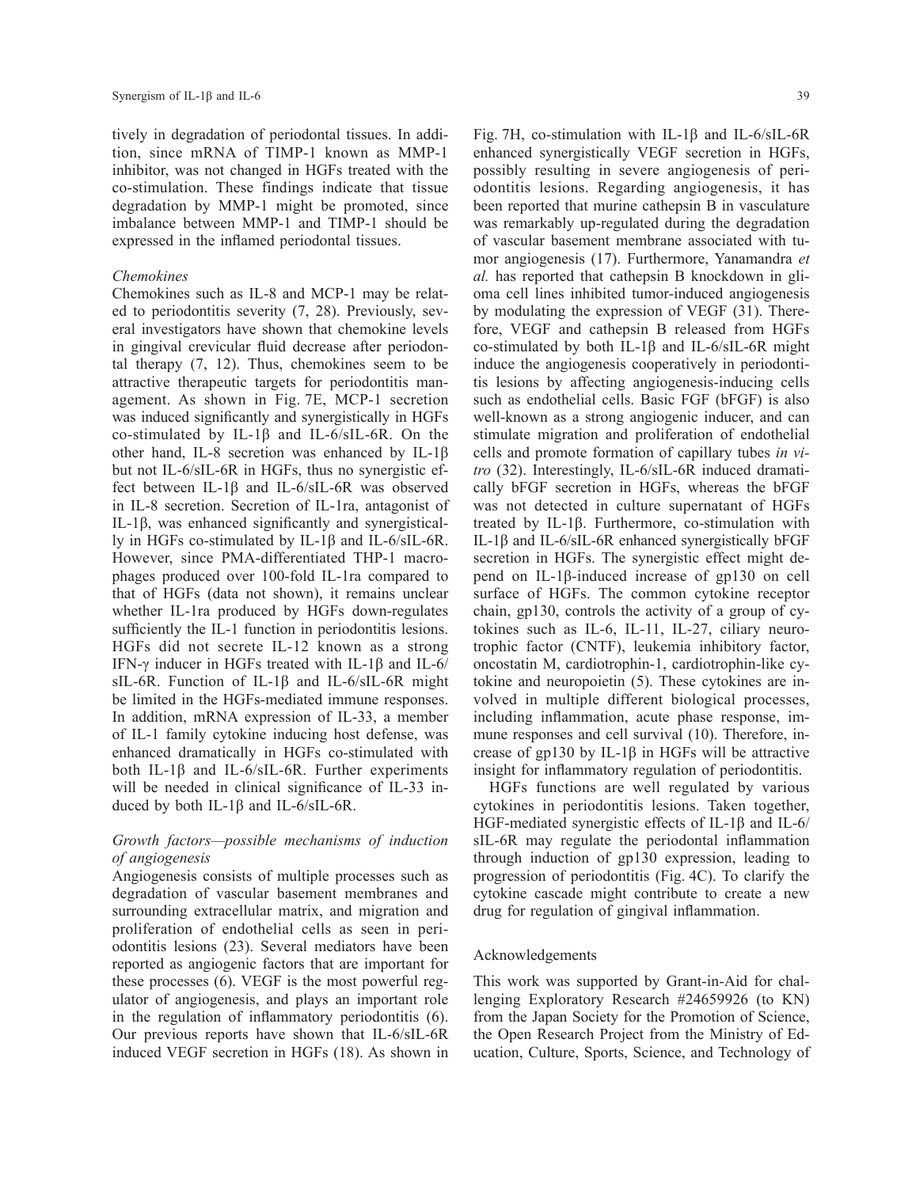tively in degradation of periodontal tissues. In addition, since mRNA of TIMP-1 known as MMP-1 inhibitor, was not changed in HGFs treated with the co-stimulation. These findings indicate that tissue degradation by MMP-1 might be promoted, since imbalance between MMP-1 and TIMP-1 should be expressed in the inflamed periodontal tissues.

### *Chemokines*

Chemokines such as IL-8 and MCP-1 may be related to periodontitis severity (7, 28). Previously, several investigators have shown that chemokine levels in gingival crevicular fluid decrease after periodontal therapy (7, 12). Thus, chemokines seem to be attractive therapeutic targets for periodontitis management. As shown in Fig. 7E, MCP-1 secretion was induced significantly and synergistically in HGFs co-stimulated by IL-1β and IL-6/sIL-6R. On the other hand, IL-8 secretion was enhanced by IL-1β but not IL-6/sIL-6R in HGFs, thus no synergistic effect between IL-1β and IL-6/sIL-6R was observed in IL-8 secretion. Secretion of IL-1ra, antagonist of IL-1β, was enhanced significantly and synergistically in HGFs co-stimulated by IL-1β and IL-6/sIL-6R. However, since PMA-differentiated THP-1 macrophages produced over 100-fold IL-1ra compared to that of HGFs (data not shown), it remains unclear whether IL-1ra produced by HGFs down-regulates sufficiently the IL-1 function in periodontitis lesions. HGFs did not secrete IL-12 known as a strong IFN-γ inducer in HGFs treated with IL-1β and IL-6/sIL-6R. Function of IL-1β and IL-6/sIL-6R might be limited in the HGFs-mediated immune responses. In addition, mRNA expression of IL-33, a member of IL-1 family cytokine inducing host defense, was enhanced dramatically in HGFs co-stimulated with both IL-1β and IL-6/sIL-6R. Further experiments will be needed in clinical significance of IL-33 induced by both IL-1β and IL-6/sIL-6R.

### *Growth factors—possible mechanisms of induction of angiogenesis*

Angiogenesis consists of multiple processes such as degradation of vascular basement membranes and surrounding extracellular matrix, and migration and proliferation of endothelial cells as seen in periodontitis lesions (23). Several mediators have been reported as angiogenic factors that are important for these processes (6). VEGF is the most powerful regulator of angiogenesis, and plays an important role in the regulation of inflammatory periodontitis (6). Our previous reports have shown that IL-6/sIL-6R induced VEGF secretion in HGFs (18). As shown in Fig. 7H, co-stimulation with IL-1β and IL-6/sIL-6R enhanced synergistically VEGF secretion in HGFs, possibly resulting in severe angiogenesis of periodontitis lesions. Regarding angiogenesis, it has been reported that murine cathepsin B in vasculature was remarkably up-regulated during the degradation of vascular basement membrane associated with tumor angiogenesis (17). Furthermore, Yanamandra *et al.* has reported that cathepsin B knockdown in glioma cell lines inhibited tumor-induced angiogenesis by modulating the expression of VEGF (31). Therefore, VEGF and cathepsin B released from HGFs co-stimulated by both IL-1β and IL-6/sIL-6R might induce the angiogenesis cooperatively in periodontitis lesions by affecting angiogenesis-inducing cells such as endothelial cells. Basic FGF (bFGF) is also well-known as a strong angiogenic inducer, and can stimulate migration and proliferation of endothelial cells and promote formation of capillary tubes *in vitro* (32). Interestingly, IL-6/sIL-6R induced dramatically bFGF secretion in HGFs, whereas the bFGF was not detected in culture supernatant of HGFs treated by IL-1β. Furthermore, co-stimulation with IL-1β and IL-6/sIL-6R enhanced synergistically bFGF secretion in HGFs. The synergistic effect might depend on IL-1β-induced increase of gp130 on cell surface of HGFs. The common cytokine receptor chain, gp130, controls the activity of a group of cytokines such as IL-6, IL-11, IL-27, ciliary neurotrophic factor (CNTF), leukemia inhibitory factor, oncostatin M, cardiotrophin-1, cardiotrophin-like cytokine and neuropoietin (5). These cytokines are involved in multiple different biological processes, including inflammation, acute phase response, immune responses and cell survival (10). Therefore, increase of gp130 by IL-1β in HGFs will be attractive insight for inflammatory regulation of periodontitis.

HGFs functions are well regulated by various cytokines in periodontitis lesions. Taken together, HGF-mediated synergistic effects of IL-1β and IL-6/sIL-6R may regulate the periodontal inflammation through induction of gp130 expression, leading to progression of periodontitis (Fig. 4C). To clarify the cytokine cascade might contribute to create a new drug for regulation of gingival inflammation.

## Acknowledgements

This work was supported by Grant-in-Aid for challenging Exploratory Research #24659926 (to KN) from the Japan Society for the Promotion of Science, the Open Research Project from the Ministry of Education, Culture, Sports, Science, and Technology of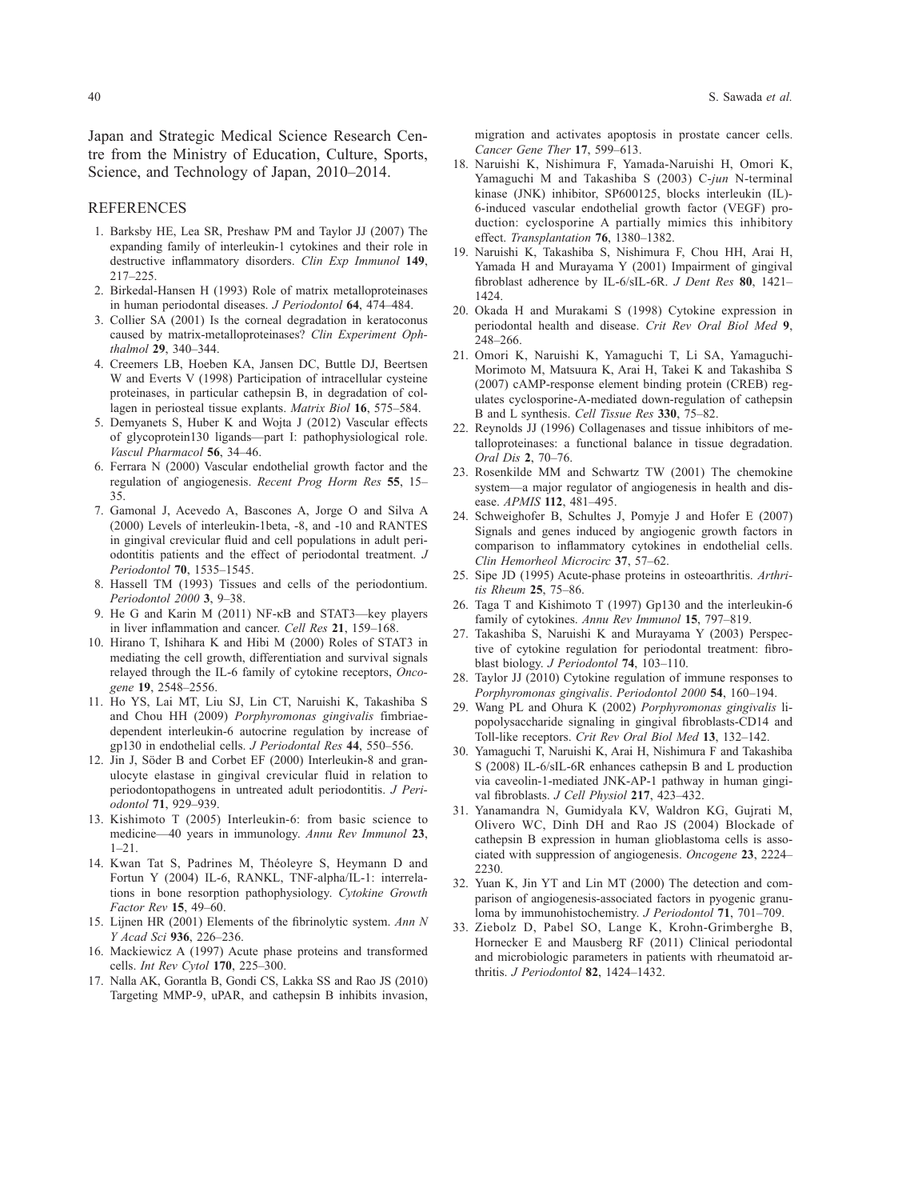Japan and Strategic Medical Science Research Centre from the Ministry of Education, Culture, Sports, Science, and Technology of Japan, 2010–2014.

## REFERENCES

1. Barksby HE, Lea SR, Preshaw PM and Taylor JJ (2007) The expanding family of interleukin-1 cytokines and their role in destructive inflammatory disorders. *Clin Exp Immunol* **149**, 217–225.
2. Birkedal-Hansen H (1993) Role of matrix metalloproteinases in human periodontal diseases. *J Periodontol* **64**, 474–484.
3. Collier SA (2001) Is the corneal degradation in keratoconus caused by matrix-metalloproteinases? *Clin Experiment Ophthalmol* **29**, 340–344.
4. Creemers LB, Hoeben KA, Jansen DC, Buttle DJ, Beertsen W and Everts V (1998) Participation of intracellular cysteine proteinases, in particular cathepsin B, in degradation of collagen in periosteal tissue explants. *Matrix Biol* **16**, 575–584.
5. Demyanets S, Huber K and Wojta J (2012) Vascular effects of glycoprotein130 ligands—part I: pathophysiological role. *Vascul Pharmacol* **56**, 34–46.
6. Ferrara N (2000) Vascular endothelial growth factor and the regulation of angiogenesis. *Recent Prog Horm Res* **55**, 15–35.
7. Gamonal J, Acevedo A, Bascones A, Jorge O and Silva A (2000) Levels of interleukin-1beta, -8, and -10 and RANTES in gingival crevicular fluid and cell populations in adult periodontitis patients and the effect of periodontal treatment. *J Periodontol* **70**, 1535–1545.
8. Hassell TM (1993) Tissues and cells of the periodontium. *Periodontol 2000* **3**, 9–38.
9. He G and Karin M (2011) NF-κB and STAT3—key players in liver inflammation and cancer. *Cell Res* **21**, 159–168.
10. Hirano T, Ishihara K and Hibi M (2000) Roles of STAT3 in mediating the cell growth, differentiation and survival signals relayed through the IL-6 family of cytokine receptors, *Oncogene* **19**, 2548–2556.
11. Ho YS, Lai MT, Liu SJ, Lin CT, Naruishi K, Takashiba S and Chou HH (2009) *Porphyromonas gingivalis* fimbriae-dependent interleukin-6 autocrine regulation by increase of gp130 in endothelial cells. *J Periodontal Res* **44**, 550–556.
12. Jin J, Söder B and Corbet EF (2000) Interleukin-8 and granulocyte elastase in gingival crevicular fluid in relation to periodontopathogens in untreated adult periodontitis. *J Periodontol* **71**, 929–939.
13. Kishimoto T (2005) Interleukin-6: from basic science to medicine—40 years in immunology. *Annu Rev Immunol* **23**, 1–21.
14. Kwan Tat S, Padrines M, Théoleyre S, Heymann D and Fortun Y (2004) IL-6, RANKL, TNF-alpha/IL-1: interrelations in bone resorption pathophysiology. *Cytokine Growth Factor Rev* **15**, 49–60.
15. Lijnen HR (2001) Elements of the fibrinolytic system. *Ann N Y Acad Sci* **936**, 226–236.
16. Mackiewicz A (1997) Acute phase proteins and transformed cells. *Int Rev Cytol* **170**, 225–300.
17. Nalla AK, Gorantla B, Gondi CS, Lakka SS and Rao JS (2010) Targeting MMP-9, uPAR, and cathepsin B inhibits invasion, migration and activates apoptosis in prostate cancer cells. *Cancer Gene Ther* **17**, 599–613.
18. Naruishi K, Nishimura F, Yamada-Naruishi H, Omori K, Yamaguchi M and Takashiba S (2003) C-*jun* N-terminal kinase (JNK) inhibitor, SP600125, blocks interleukin (IL)-6-induced vascular endothelial growth factor (VEGF) production: cyclosporine A partially mimics this inhibitory effect. *Transplantation* **76**, 1380–1382.
19. Naruishi K, Takashiba S, Nishimura F, Chou HH, Arai H, Yamada H and Murayama Y (2001) Impairment of gingival fibroblast adherence by IL-6/sIL-6R. *J Dent Res* **80**, 1421–1424.
20. Okada H and Murakami S (1998) Cytokine expression in periodontal health and disease. *Crit Rev Oral Biol Med* **9**, 248–266.
21. Omori K, Naruishi K, Yamaguchi T, Li SA, Yamaguchi-Morimoto M, Matsuura K, Arai H, Takei K and Takashiba S (2007) cAMP-response element binding protein (CREB) regulates cyclosporine-A-mediated down-regulation of cathepsin B and L synthesis. *Cell Tissue Res* **330**, 75–82.
22. Reynolds JJ (1996) Collagenases and tissue inhibitors of metalloproteinases: a functional balance in tissue degradation. *Oral Dis* **2**, 70–76.
23. Rosenkilde MM and Schwartz TW (2001) The chemokine system—a major regulator of angiogenesis in health and disease. *APMIS* **112**, 481–495.
24. Schweighofer B, Schultes J, Pomyje J and Hofer E (2007) Signals and genes induced by angiogenic growth factors in comparison to inflammatory cytokines in endothelial cells. *Clin Hemorheol Microcirc* **37**, 57–62.
25. Sipe JD (1995) Acute-phase proteins in osteoarthritis. *Arthritis Rheum* **25**, 75–86.
26. Taga T and Kishimoto T (1997) Gp130 and the interleukin-6 family of cytokines. *Annu Rev Immunol* **15**, 797–819.
27. Takashiba S, Naruishi K and Murayama Y (2003) Perspective of cytokine regulation for periodontal treatment: fibroblast biology. *J Periodontol* **74**, 103–110.
28. Taylor JJ (2010) Cytokine regulation of immune responses to *Porphyromonas gingivalis*. *Periodontol 2000* **54**, 160–194.
29. Wang PL and Ohura K (2002) *Porphyromonas gingivalis* lipopolysaccharide signaling in gingival fibroblasts-CD14 and Toll-like receptors. *Crit Rev Oral Biol Med* **13**, 132–142.
30. Yamaguchi T, Naruishi K, Arai H, Nishimura F and Takashiba S (2008) IL-6/sIL-6R enhances cathepsin B and L production via caveolin-1-mediated JNK-AP-1 pathway in human gingival fibroblasts. *J Cell Physiol* **217**, 423–432.
31. Yanamandra N, Gumidyala KV, Waldron KG, Gujrati M, Olivero WC, Dinh DH and Rao JS (2004) Blockade of cathepsin B expression in human glioblastoma cells is associated with suppression of angiogenesis. *Oncogene* **23**, 2224–2230.
32. Yuan K, Jin YT and Lin MT (2000) The detection and comparison of angiogenesis-associated factors in pyogenic granuloma by immunohistochemistry. *J Periodontol* **71**, 701–709.
33. Ziebolz D, Pabel SO, Lange K, Krohn-Grimberghe B, Hornecker E and Mausberg RF (2011) Clinical periodontal and microbiologic parameters in patients with rheumatoid arthritis. *J Periodontol* **82**, 1424–1432.